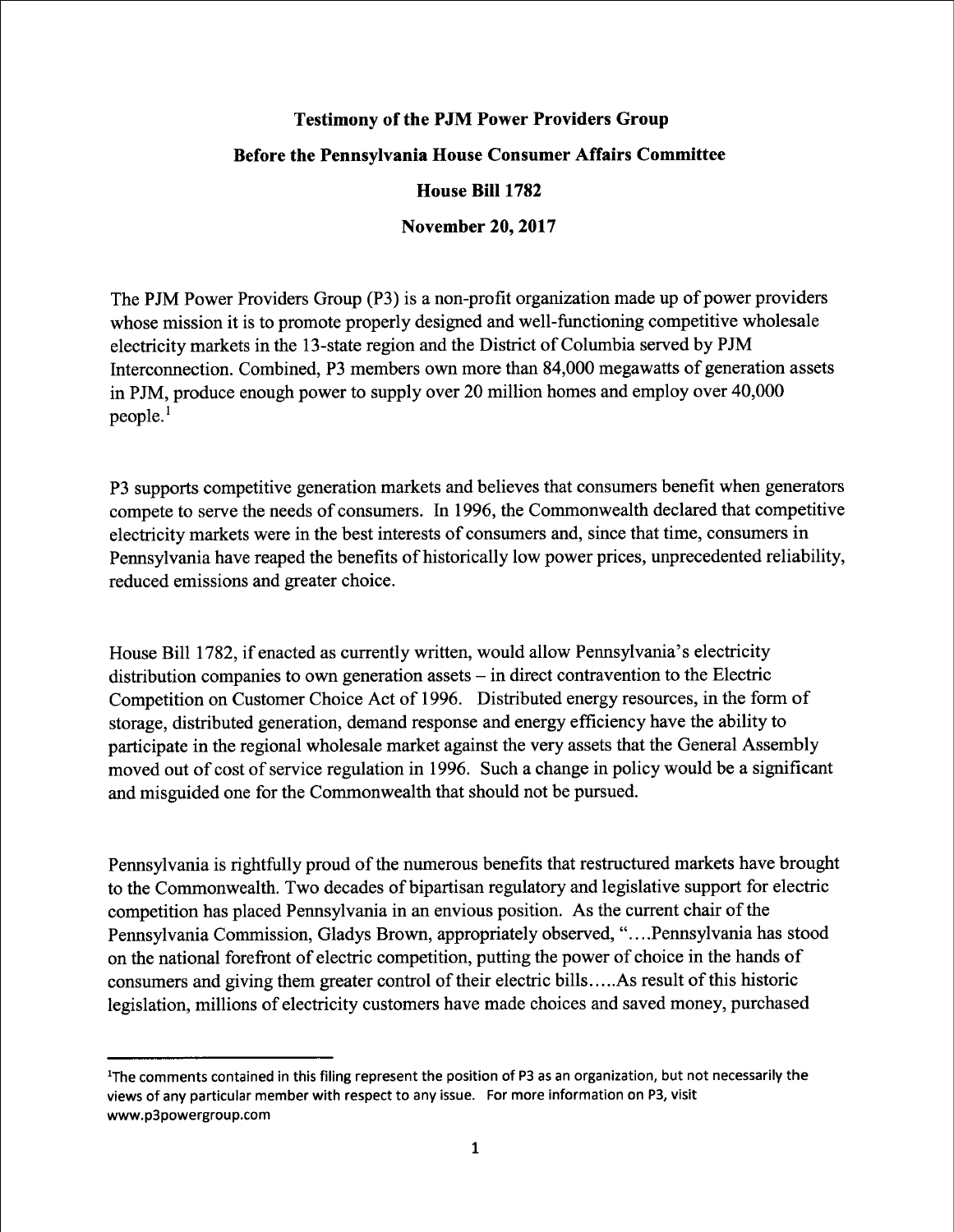**Testimony of the PJM Power Providers Group**

**Before the Pennsylvania House Consumer Affairs Committee**

**House Bill 1782**

**November 20, 2017**

The PJM Power Providers Group (P3) is a non-profit organization made up of power providers whose mission it is to promote properly designed and well-functioning competitive wholesale electricity markets in the 13-state region and the District of Columbia served by PJM Interconnection. Combined, P3 members own more than 84,000 megawatts of generation assets in PJM, produce enough power to supply over 20 million homes and employ over 40,000 people.[1]

P3 supports competitive generation markets and believes that consumers benefit when generators compete to serve the needs of consumers. In 1996, the Commonwealth declared that competitive electricity markets were in the best interests of consumers and, since that time, consumers in Pennsylvania have reaped the benefits of historically low power prices, unprecedented reliability, reduced emissions and greater choice.

House Bill 1782, if enacted as currently written, would allow Pennsylvania's electricity distribution companies to own generation assets – in direct contravention to the Electric Competition on Customer Choice Act of 1996. Distributed energy resources, in the form of storage, distributed generation, demand response and energy efficiency have the ability to participate in the regional wholesale market against the very assets that the General Assembly moved out of cost of service regulation in 1996. Such a change in policy would be a significant and misguided one for the Commonwealth that should not be pursued.

Pennsylvania is rightfully proud of the numerous benefits that restructured markets have brought to the Commonwealth. Two decades of bipartisan regulatory and legislative support for electric competition has placed Pennsylvania in an envious position. As the current chair of the Pennsylvania Commission, Gladys Brown, appropriately observed, "….Pennsylvania has stood on the national forefront of electric competition, putting the power of choice in the hands of consumers and giving them greater control of their electric bills…..As result of this historic legislation, millions of electricity customers have made choices and saved money, purchased

[1] The comments contained in this filing represent the position of P3 as an organization, but not necessarily the views of any particular member with respect to any issue. For more information on P3, visit www.p3powergroup.com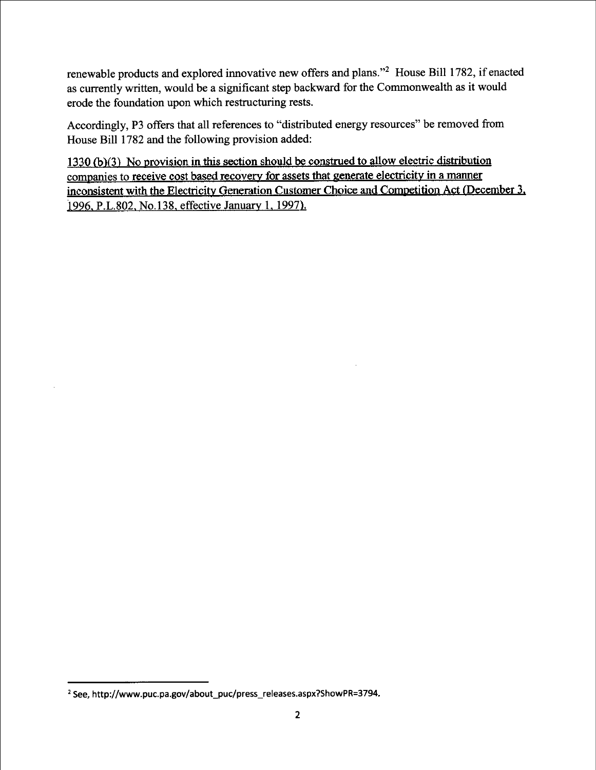renewable products and explored innovative new offers and plans."[2] House Bill 1782, if enacted as currently written, would be a significant step backward for the Commonwealth as it would erode the foundation upon which restructuring rests.

Accordingly, P3 offers that all references to "distributed energy resources" be removed from House Bill 1782 and the following provision added:

<u>1330 (b)(3) No provision in this section should be construed to allow electric distribution companies to receive cost based recovery for assets that generate electricity in a manner inconsistent with the Electricity Generation Customer Choice and Competition Act (December 3, 1996, P.L.802, No.138, effective January 1, 1997).</u>

---

[2] See, http://www.puc.pa.gov/about_puc/press_releases.aspx?ShowPR=3794.